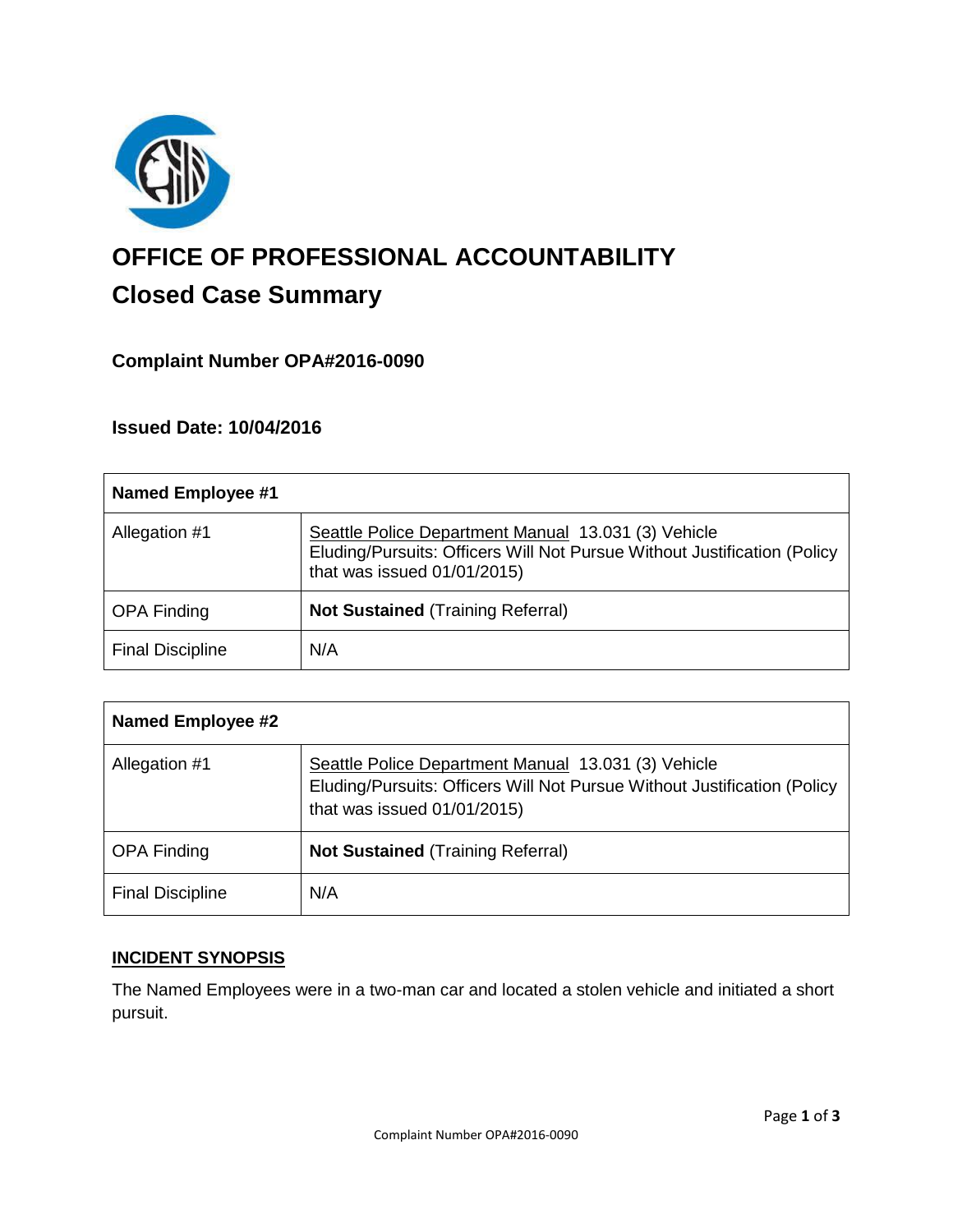# OFFICE OF PROFESSIONAL ACCOUNTABILITY

## Closed Case Summary

### Complaint Number OPA#2016-0090

### Issued Date: 10/04/2016

| **Named Employee #1** | |
|---|---|
| Allegation #1 | Seattle Police Department Manual 13.031 (3) Vehicle Eluding/Pursuits: Officers Will Not Pursue Without Justification (Policy that was issued 01/01/2015) |
| OPA Finding | **Not Sustained** (Training Referral) |
| Final Discipline | N/A |

| **Named Employee #2** | |
|---|---|
| Allegation #1 | Seattle Police Department Manual 13.031 (3) Vehicle Eluding/Pursuits: Officers Will Not Pursue Without Justification (Policy that was issued 01/01/2015) |
| OPA Finding | **Not Sustained** (Training Referral) |
| Final Discipline | N/A |

**INCIDENT SYNOPSIS**

The Named Employees were in a two-man car and located a stolen vehicle and initiated a short pursuit.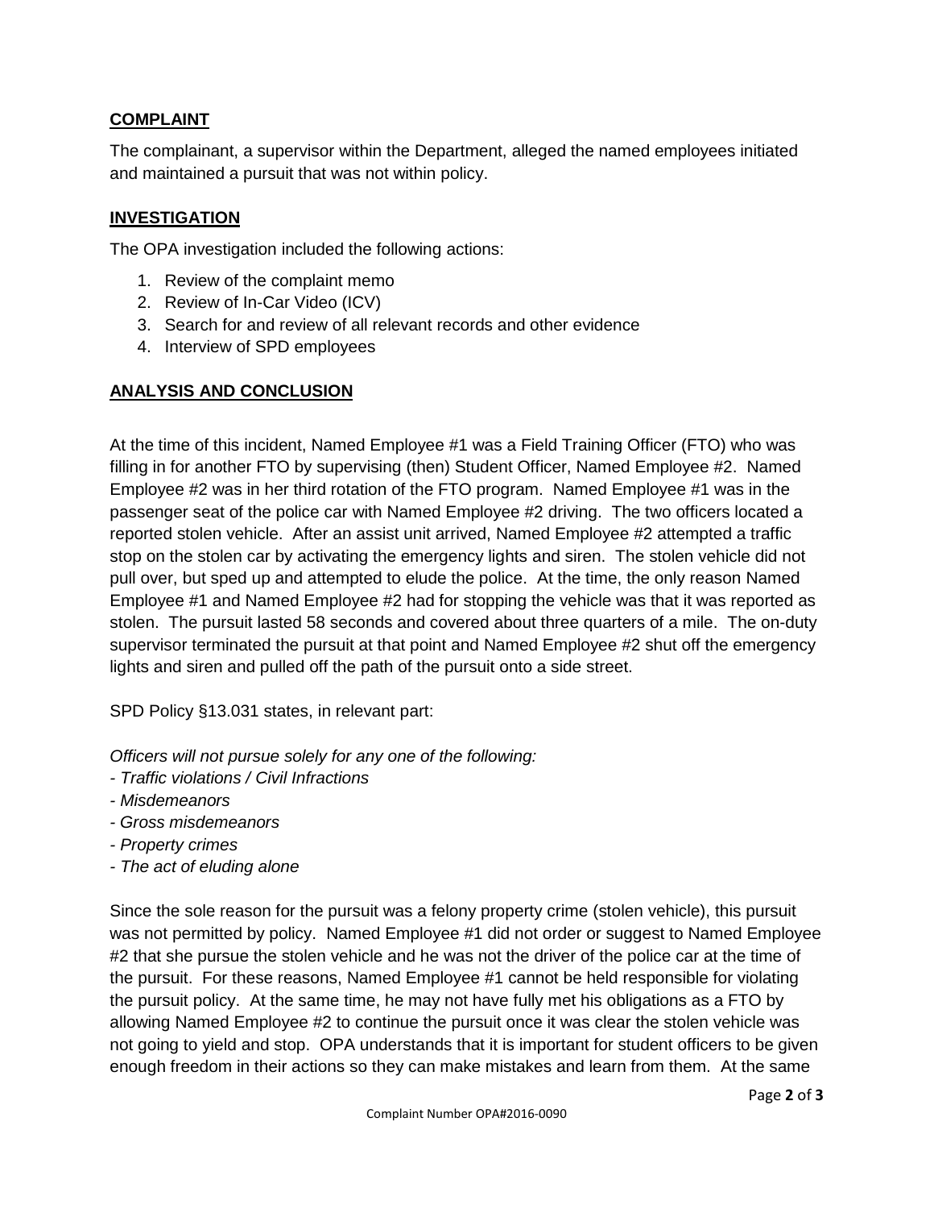## COMPLAINT

The complainant, a supervisor within the Department, alleged the named employees initiated and maintained a pursuit that was not within policy.

## INVESTIGATION

The OPA investigation included the following actions:

1. Review of the complaint memo
2. Review of In-Car Video (ICV)
3. Search for and review of all relevant records and other evidence
4. Interview of SPD employees

## ANALYSIS AND CONCLUSION

At the time of this incident, Named Employee #1 was a Field Training Officer (FTO) who was filling in for another FTO by supervising (then) Student Officer, Named Employee #2. Named Employee #2 was in her third rotation of the FTO program. Named Employee #1 was in the passenger seat of the police car with Named Employee #2 driving. The two officers located a reported stolen vehicle. After an assist unit arrived, Named Employee #2 attempted a traffic stop on the stolen car by activating the emergency lights and siren. The stolen vehicle did not pull over, but sped up and attempted to elude the police. At the time, the only reason Named Employee #1 and Named Employee #2 had for stopping the vehicle was that it was reported as stolen. The pursuit lasted 58 seconds and covered about three quarters of a mile. The on-duty supervisor terminated the pursuit at that point and Named Employee #2 shut off the emergency lights and siren and pulled off the path of the pursuit onto a side street.

SPD Policy §13.031 states, in relevant part:

*Officers will not pursue solely for any one of the following:*
- *Traffic violations / Civil Infractions*
- *Misdemeanors*
- *Gross misdemeanors*
- *Property crimes*
- *The act of eluding alone*

Since the sole reason for the pursuit was a felony property crime (stolen vehicle), this pursuit was not permitted by policy. Named Employee #1 did not order or suggest to Named Employee #2 that she pursue the stolen vehicle and he was not the driver of the police car at the time of the pursuit. For these reasons, Named Employee #1 cannot be held responsible for violating the pursuit policy. At the same time, he may not have fully met his obligations as a FTO by allowing Named Employee #2 to continue the pursuit once it was clear the stolen vehicle was not going to yield and stop. OPA understands that it is important for student officers to be given enough freedom in their actions so they can make mistakes and learn from them. At the same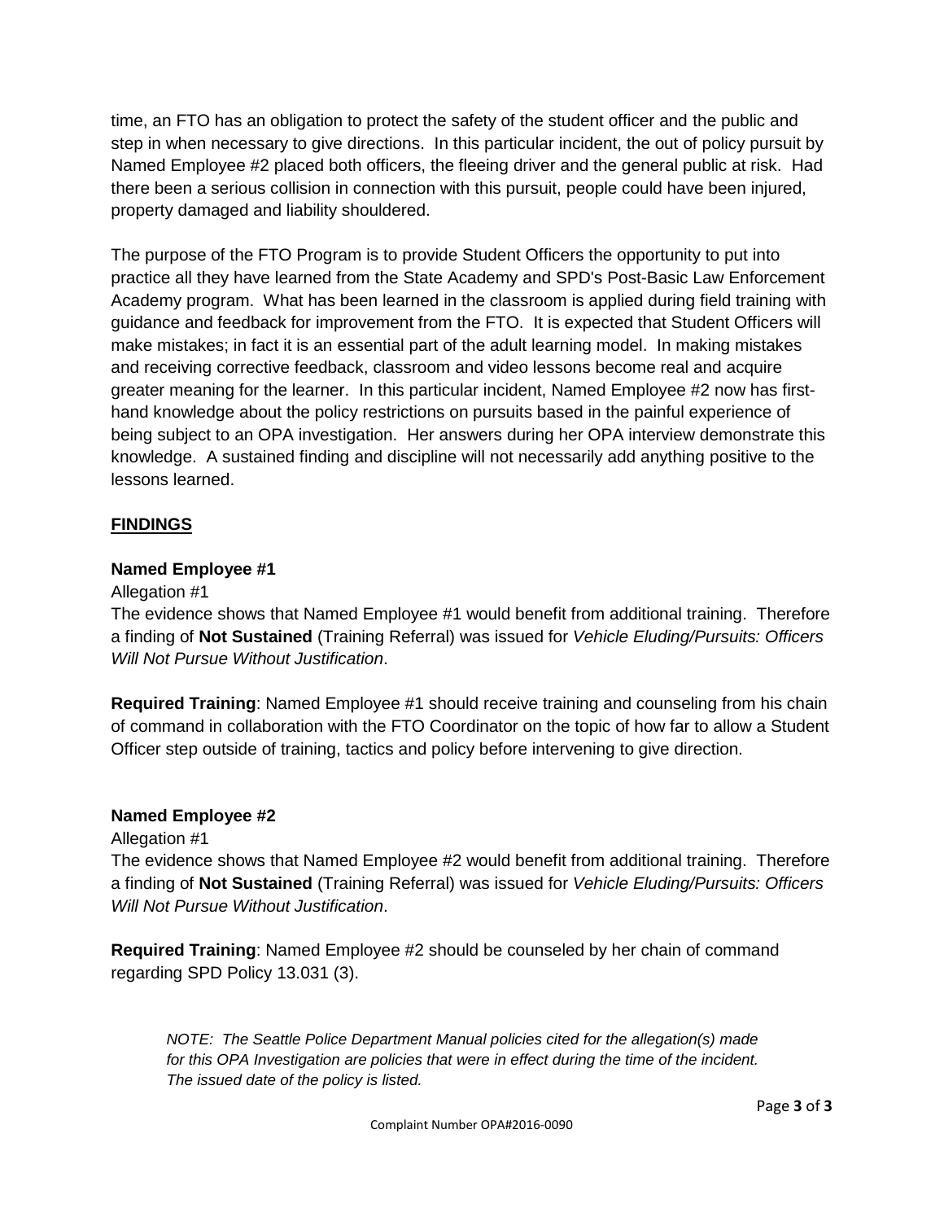time, an FTO has an obligation to protect the safety of the student officer and the public and step in when necessary to give directions. In this particular incident, the out of policy pursuit by Named Employee #2 placed both officers, the fleeing driver and the general public at risk. Had there been a serious collision in connection with this pursuit, people could have been injured, property damaged and liability shouldered.

The purpose of the FTO Program is to provide Student Officers the opportunity to put into practice all they have learned from the State Academy and SPD's Post-Basic Law Enforcement Academy program. What has been learned in the classroom is applied during field training with guidance and feedback for improvement from the FTO. It is expected that Student Officers will make mistakes; in fact it is an essential part of the adult learning model. In making mistakes and receiving corrective feedback, classroom and video lessons become real and acquire greater meaning for the learner. In this particular incident, Named Employee #2 now has first-hand knowledge about the policy restrictions on pursuits based in the painful experience of being subject to an OPA investigation. Her answers during her OPA interview demonstrate this knowledge. A sustained finding and discipline will not necessarily add anything positive to the lessons learned.

## FINDINGS

### Named Employee #1

Allegation #1

The evidence shows that Named Employee #1 would benefit from additional training. Therefore a finding of **Not Sustained** (Training Referral) was issued for *Vehicle Eluding/Pursuits: Officers Will Not Pursue Without Justification*.

**Required Training**: Named Employee #1 should receive training and counseling from his chain of command in collaboration with the FTO Coordinator on the topic of how far to allow a Student Officer step outside of training, tactics and policy before intervening to give direction.

### Named Employee #2

Allegation #1

The evidence shows that Named Employee #2 would benefit from additional training. Therefore a finding of **Not Sustained** (Training Referral) was issued for *Vehicle Eluding/Pursuits: Officers Will Not Pursue Without Justification*.

**Required Training**: Named Employee #2 should be counseled by her chain of command regarding SPD Policy 13.031 (3).

*NOTE: The Seattle Police Department Manual policies cited for the allegation(s) made for this OPA Investigation are policies that were in effect during the time of the incident. The issued date of the policy is listed.*